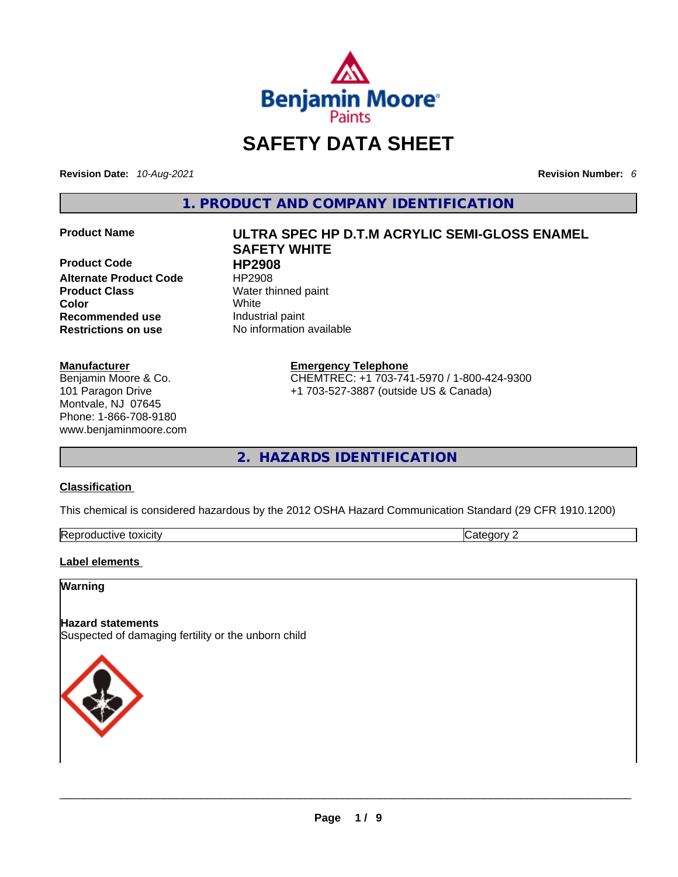# SAFETY DATA SHEET

**Revision Date:** *10-Aug-2021* **Revision Number:** *6*

## 1. PRODUCT AND COMPANY IDENTIFICATION

| | |
|---|---|
| **Product Name** | **ULTRA SPEC HP D.T.M ACRYLIC SEMI-GLOSS ENAMEL SAFETY WHITE** |
| **Product Code** | **HP2908** |
| **Alternate Product Code** | HP2908 |
| **Product Class** | Water thinned paint |
| **Color** | White |
| **Recommended use** | Industrial paint |
| **Restrictions on use** | No information available |

**Manufacturer**
Benjamin Moore & Co.
101 Paragon Drive
Montvale, NJ 07645
Phone: 1-866-708-9180
www.benjaminmoore.com

**Emergency Telephone**
CHEMTREC: +1 703-741-5970 / 1-800-424-9300
+1 703-527-3887 (outside US & Canada)

## 2. HAZARDS IDENTIFICATION

**Classification**

This chemical is considered hazardous by the 2012 OSHA Hazard Communication Standard (29 CFR 1910.1200)

| | |
|---|---|
| Reproductive toxicity | Category 2 |

**Label elements**

**Warning**

**Hazard statements**
Suspected of damaging fertility or the unborn child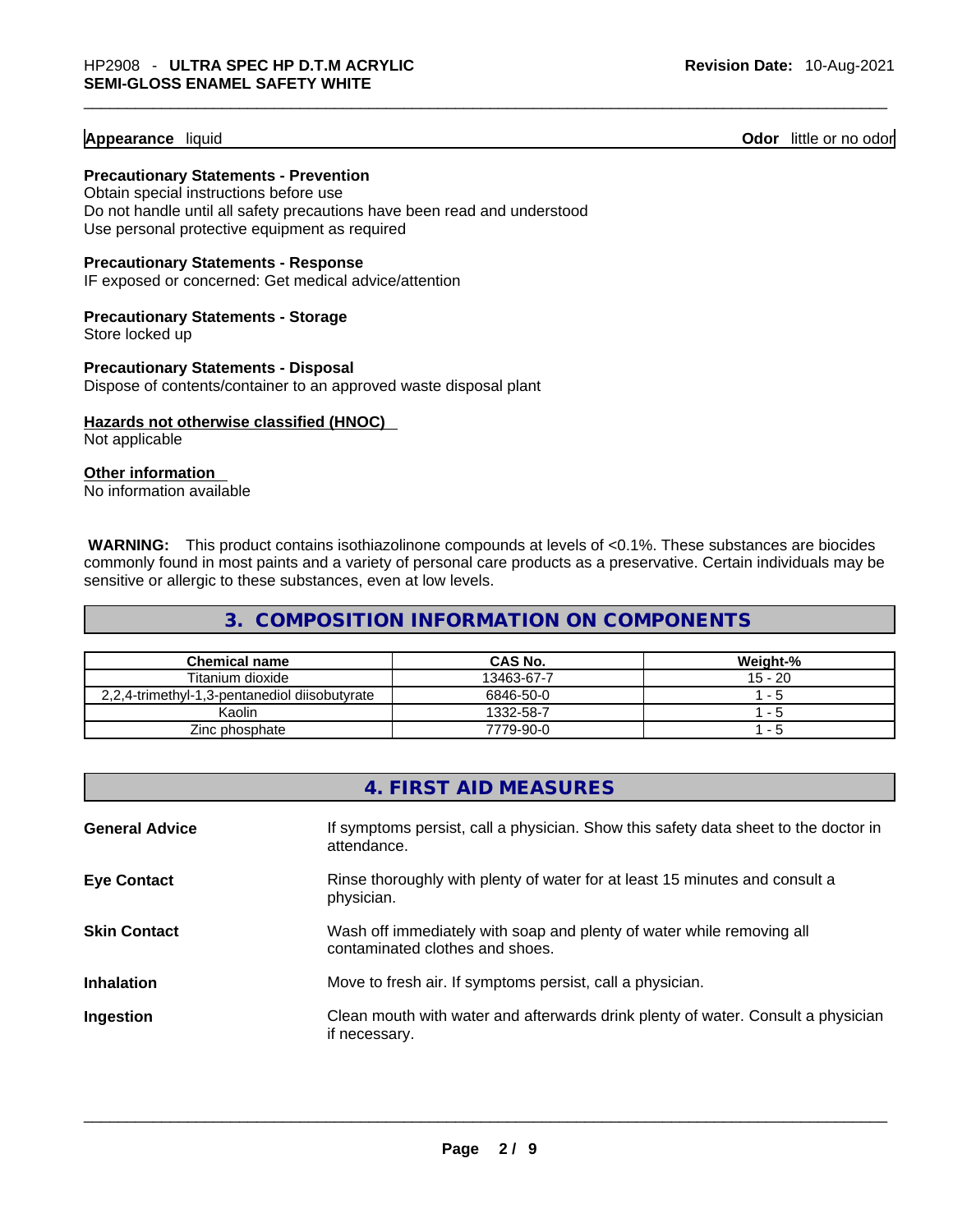**Appearance** liquid **Odor** little or no odor

**Precautionary Statements - Prevention**

Obtain special instructions before use
Do not handle until all safety precautions have been read and understood
Use personal protective equipment as required

**Precautionary Statements - Response**

IF exposed or concerned: Get medical advice/attention

**Precautionary Statements - Storage**

Store locked up

**Precautionary Statements - Disposal**

Dispose of contents/container to an approved waste disposal plant

**Hazards not otherwise classified (HNOC)**

Not applicable

**Other information**

No information available

**WARNING:** This product contains isothiazolinone compounds at levels of <0.1%. These substances are biocides commonly found in most paints and a variety of personal care products as a preservative. Certain individuals may be sensitive or allergic to these substances, even at low levels.

## 3. COMPOSITION INFORMATION ON COMPONENTS

| Chemical name | CAS No. | Weight-% |
|---|---|---|
| Titanium dioxide | 13463-67-7 | 15 - 20 |
| 2,2,4-trimethyl-1,3-pentanediol diisobutyrate | 6846-50-0 | 1 - 5 |
| Kaolin | 1332-58-7 | 1 - 5 |
| Zinc phosphate | 7779-90-0 | 1 - 5 |

## 4. FIRST AID MEASURES

**General Advice** If symptoms persist, call a physician. Show this safety data sheet to the doctor in attendance.

**Eye Contact** Rinse thoroughly with plenty of water for at least 15 minutes and consult a physician.

**Skin Contact** Wash off immediately with soap and plenty of water while removing all contaminated clothes and shoes.

**Inhalation** Move to fresh air. If symptoms persist, call a physician.

**Ingestion** Clean mouth with water and afterwards drink plenty of water. Consult a physician if necessary.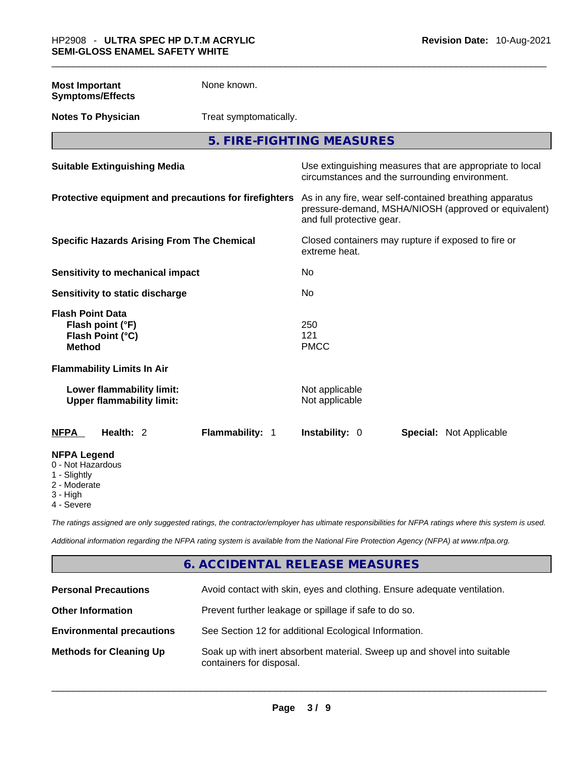**Most Important Symptoms/Effects** None known.

**Notes To Physician** Treat symptomatically.

## 5. FIRE-FIGHTING MEASURES

**Suitable Extinguishing Media** Use extinguishing measures that are appropriate to local circumstances and the surrounding environment.

**Protective equipment and precautions for firefighters** As in any fire, wear self-contained breathing apparatus pressure-demand, MSHA/NIOSH (approved or equivalent) and full protective gear.

**Specific Hazards Arising From The Chemical** Closed containers may rupture if exposed to fire or extreme heat.

**Sensitivity to mechanical impact** No

**Sensitivity to static discharge** No

**Flash Point Data**
**Flash point (°F)** 250
**Flash Point (°C)** 121
**Method** PMCC

**Flammability Limits In Air**

**Lower flammability limit:** Not applicable
**Upper flammability limit:** Not applicable

| **NFPA** | **Health:** 2 | **Flammability:** 1 | **Instability:** 0 | **Special:** Not Applicable |
|---|---|---|---|---|

**NFPA Legend**
0 - Not Hazardous
1 - Slightly
2 - Moderate
3 - High
4 - Severe

*The ratings assigned are only suggested ratings, the contractor/employer has ultimate responsibilities for NFPA ratings where this system is used.*

*Additional information regarding the NFPA rating system is available from the National Fire Protection Agency (NFPA) at www.nfpa.org.*

## 6. ACCIDENTAL RELEASE MEASURES

**Personal Precautions** Avoid contact with skin, eyes and clothing. Ensure adequate ventilation.

**Other Information** Prevent further leakage or spillage if safe to do so.

**Environmental precautions** See Section 12 for additional Ecological Information.

**Methods for Cleaning Up** Soak up with inert absorbent material. Sweep up and shovel into suitable containers for disposal.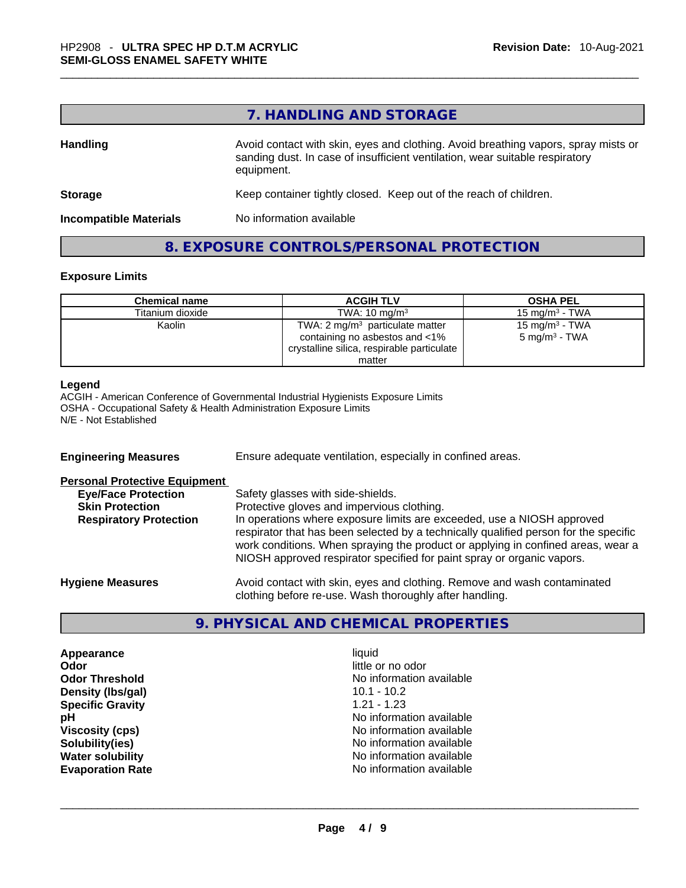## 7. HANDLING AND STORAGE

**Handling** Avoid contact with skin, eyes and clothing. Avoid breathing vapors, spray mists or sanding dust. In case of insufficient ventilation, wear suitable respiratory equipment.

**Storage** Keep container tightly closed. Keep out of the reach of children.

**Incompatible Materials** No information available

## 8. EXPOSURE CONTROLS/PERSONAL PROTECTION

### Exposure Limits

| Chemical name | ACGIH TLV | OSHA PEL |
|---|---|---|
| Titanium dioxide | TWA: 10 mg/m³ | 15 mg/m³ - TWA |
| Kaolin | TWA: 2 mg/m³ particulate matter containing no asbestos and <1% crystalline silica, respirable particulate matter | 15 mg/m³ - TWA<br>5 mg/m³ - TWA |

**Legend**
ACGIH - American Conference of Governmental Industrial Hygienists Exposure Limits
OSHA - Occupational Safety & Health Administration Exposure Limits
N/E - Not Established

**Engineering Measures** Ensure adequate ventilation, especially in confined areas.

**Personal Protective Equipment**

**Eye/Face Protection** Safety glasses with side-shields.

**Skin Protection** Protective gloves and impervious clothing.

**Respiratory Protection** In operations where exposure limits are exceeded, use a NIOSH approved respirator that has been selected by a technically qualified person for the specific work conditions. When spraying the product or applying in confined areas, wear a NIOSH approved respirator specified for paint spray or organic vapors.

**Hygiene Measures** Avoid contact with skin, eyes and clothing. Remove and wash contaminated clothing before re-use. Wash thoroughly after handling.

## 9. PHYSICAL AND CHEMICAL PROPERTIES

| | |
|---|---|
| **Appearance** | liquid |
| **Odor** | little or no odor |
| **Odor Threshold** | No information available |
| **Density (lbs/gal)** | 10.1 - 10.2 |
| **Specific Gravity** | 1.21 - 1.23 |
| **pH** | No information available |
| **Viscosity (cps)** | No information available |
| **Solubility(ies)** | No information available |
| **Water solubility** | No information available |
| **Evaporation Rate** | No information available |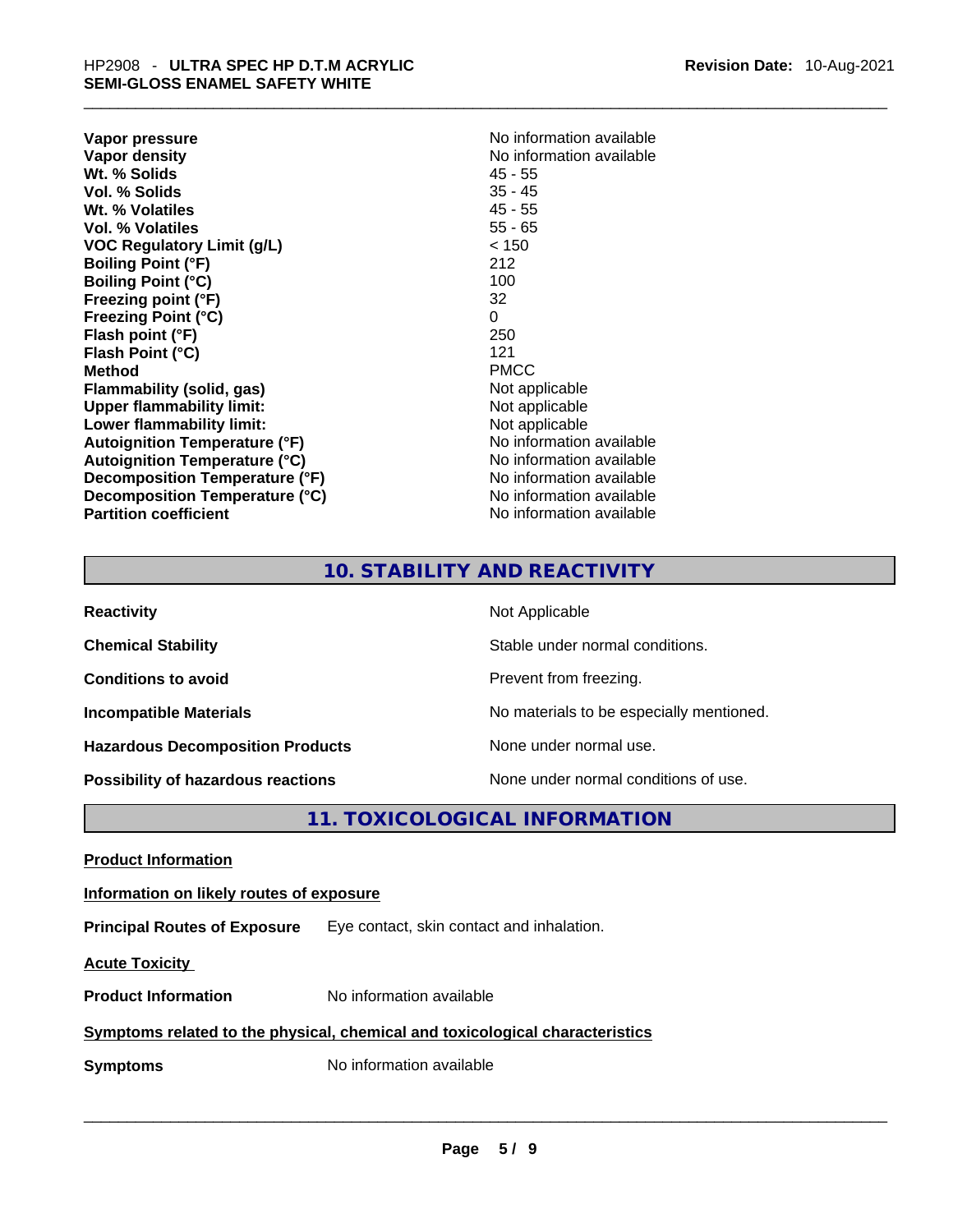| | |
|---|---|
| **Vapor pressure** | No information available |
| **Vapor density** | No information available |
| **Wt. % Solids** | 45 - 55 |
| **Vol. % Solids** | 35 - 45 |
| **Wt. % Volatiles** | 45 - 55 |
| **Vol. % Volatiles** | 55 - 65 |
| **VOC Regulatory Limit (g/L)** | < 150 |
| **Boiling Point (°F)** | 212 |
| **Boiling Point (°C)** | 100 |
| **Freezing point (°F)** | 32 |
| **Freezing Point (°C)** | 0 |
| **Flash point (°F)** | 250 |
| **Flash Point (°C)** | 121 |
| **Method** | PMCC |
| **Flammability (solid, gas)** | Not applicable |
| **Upper flammability limit:** | Not applicable |
| **Lower flammability limit:** | Not applicable |
| **Autoignition Temperature (°F)** | No information available |
| **Autoignition Temperature (°C)** | No information available |
| **Decomposition Temperature (°F)** | No information available |
| **Decomposition Temperature (°C)** | No information available |
| **Partition coefficient** | No information available |

## 10. STABILITY AND REACTIVITY

| | |
|---|---|
| **Reactivity** | Not Applicable |
| **Chemical Stability** | Stable under normal conditions. |
| **Conditions to avoid** | Prevent from freezing. |
| **Incompatible Materials** | No materials to be especially mentioned. |
| **Hazardous Decomposition Products** | None under normal use. |
| **Possibility of hazardous reactions** | None under normal conditions of use. |

## 11. TOXICOLOGICAL INFORMATION

**Product Information**

**Information on likely routes of exposure**

**Principal Routes of Exposure** Eye contact, skin contact and inhalation.

**Acute Toxicity**

**Product Information** No information available

**Symptoms related to the physical, chemical and toxicological characteristics**

**Symptoms** No information available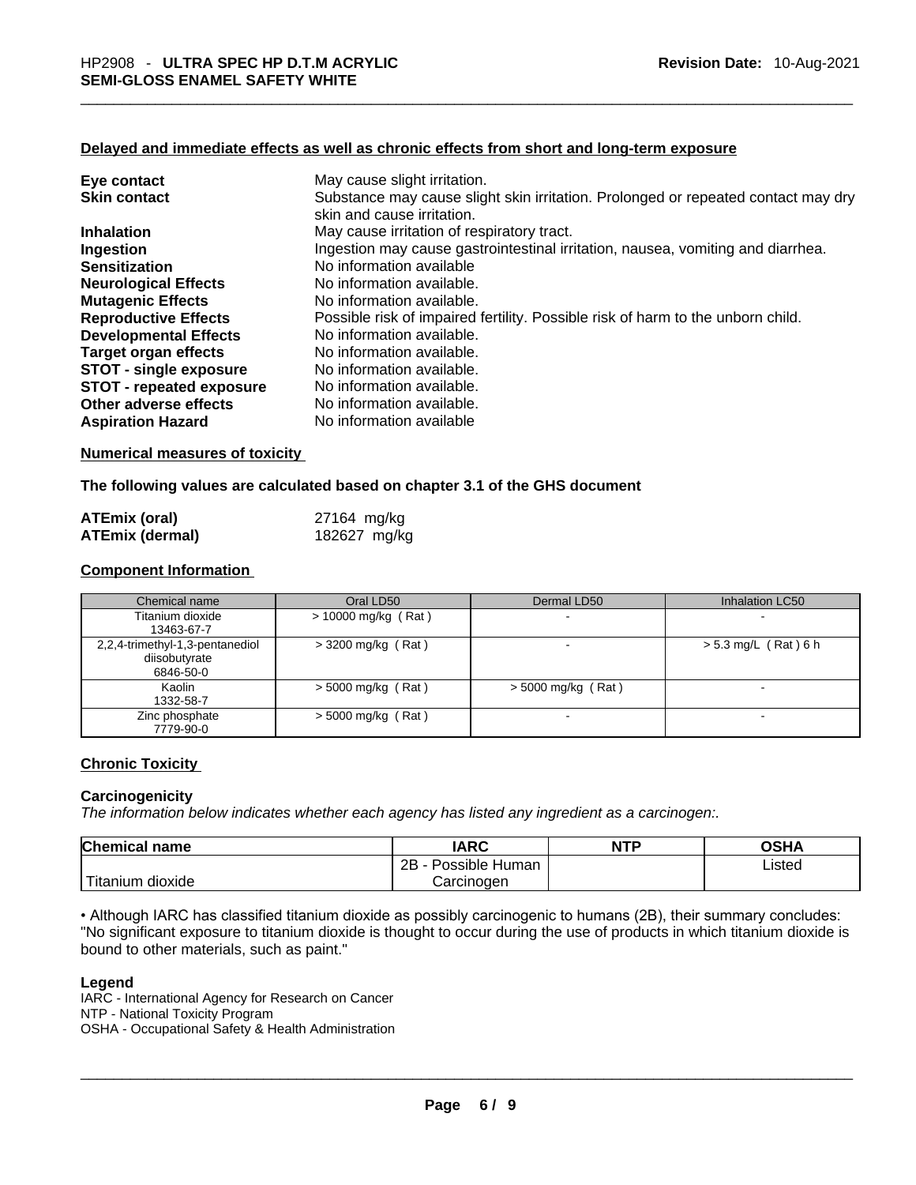### Delayed and immediate effects as well as chronic effects from short and long-term exposure

| | |
|---|---|
| **Eye contact** | May cause slight irritation. |
| **Skin contact** | Substance may cause slight skin irritation. Prolonged or repeated contact may dry skin and cause irritation. |
| **Inhalation** | May cause irritation of respiratory tract. |
| **Ingestion** | Ingestion may cause gastrointestinal irritation, nausea, vomiting and diarrhea. |
| **Sensitization** | No information available |
| **Neurological Effects** | No information available. |
| **Mutagenic Effects** | No information available. |
| **Reproductive Effects** | Possible risk of impaired fertility. Possible risk of harm to the unborn child. |
| **Developmental Effects** | No information available. |
| **Target organ effects** | No information available. |
| **STOT - single exposure** | No information available. |
| **STOT - repeated exposure** | No information available. |
| **Other adverse effects** | No information available. |
| **Aspiration Hazard** | No information available |

### Numerical measures of toxicity

**The following values are calculated based on chapter 3.1 of the GHS document**

| | |
|---|---|
| **ATEmix (oral)** | 27164 mg/kg |
| **ATEmix (dermal)** | 182627 mg/kg |

### Component Information

| Chemical name | Oral LD50 | Dermal LD50 | Inhalation LC50 |
|---|---|---|---|
| Titanium dioxide<br>13463-67-7 | > 10000 mg/kg ( Rat ) | - | - |
| 2,2,4-trimethyl-1,3-pentanediol diisobutyrate<br>6846-50-0 | > 3200 mg/kg ( Rat ) | - | > 5.3 mg/L ( Rat ) 6 h |
| Kaolin<br>1332-58-7 | > 5000 mg/kg ( Rat ) | > 5000 mg/kg ( Rat ) | - |
| Zinc phosphate<br>7779-90-0 | > 5000 mg/kg ( Rat ) | - | - |

### Chronic Toxicity

#### Carcinogenicity

*The information below indicates whether each agency has listed any ingredient as a carcinogen:.*

| Chemical name | IARC | NTP | OSHA |
|---|---|---|---|
| Titanium dioxide | 2B - Possible Human Carcinogen | | Listed |

• Although IARC has classified titanium dioxide as possibly carcinogenic to humans (2B), their summary concludes: "No significant exposure to titanium dioxide is thought to occur during the use of products in which titanium dioxide is bound to other materials, such as paint."

**Legend**

IARC - International Agency for Research on Cancer
NTP - National Toxicity Program
OSHA - Occupational Safety & Health Administration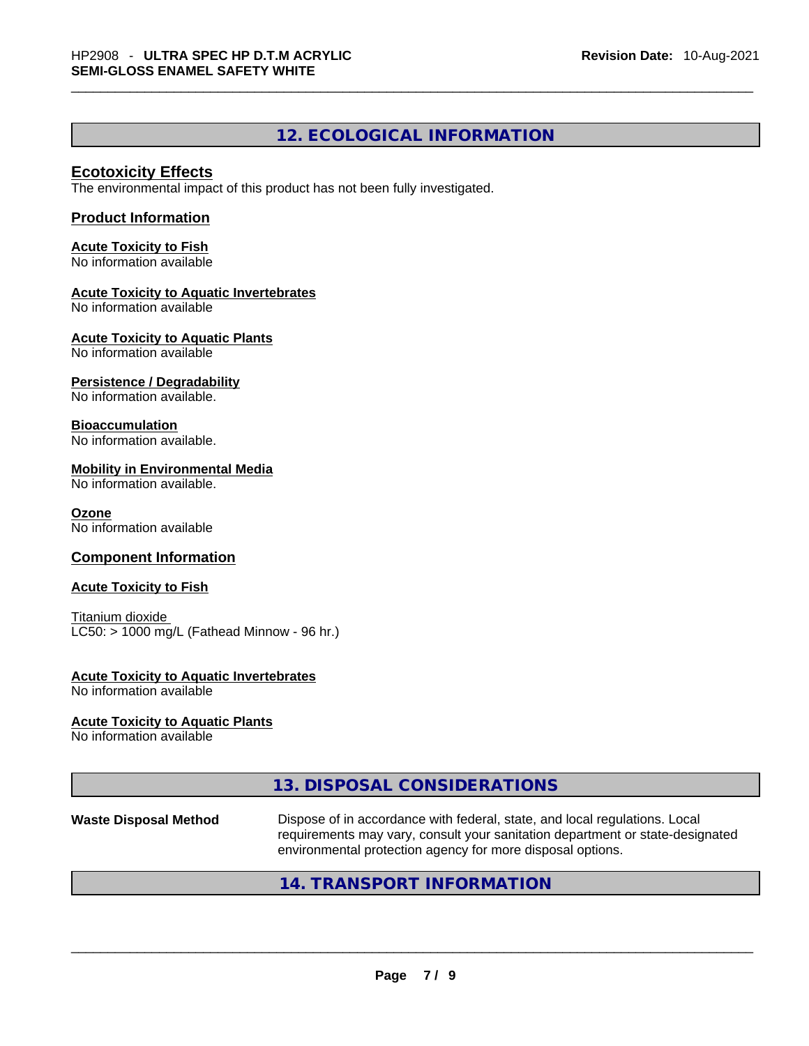## 12. ECOLOGICAL INFORMATION

### Ecotoxicity Effects

The environmental impact of this product has not been fully investigated.

### Product Information

**Acute Toxicity to Fish**
No information available

**Acute Toxicity to Aquatic Invertebrates**
No information available

**Acute Toxicity to Aquatic Plants**
No information available

**Persistence / Degradability**
No information available.

**Bioaccumulation**
No information available.

**Mobility in Environmental Media**
No information available.

**Ozone**
No information available

### Component Information

**Acute Toxicity to Fish**

Titanium dioxide
LC50: > 1000 mg/L (Fathead Minnow - 96 hr.)

**Acute Toxicity to Aquatic Invertebrates**
No information available

**Acute Toxicity to Aquatic Plants**
No information available

## 13. DISPOSAL CONSIDERATIONS

**Waste Disposal Method** Dispose of in accordance with federal, state, and local regulations. Local requirements may vary, consult your sanitation department or state-designated environmental protection agency for more disposal options.

## 14. TRANSPORT INFORMATION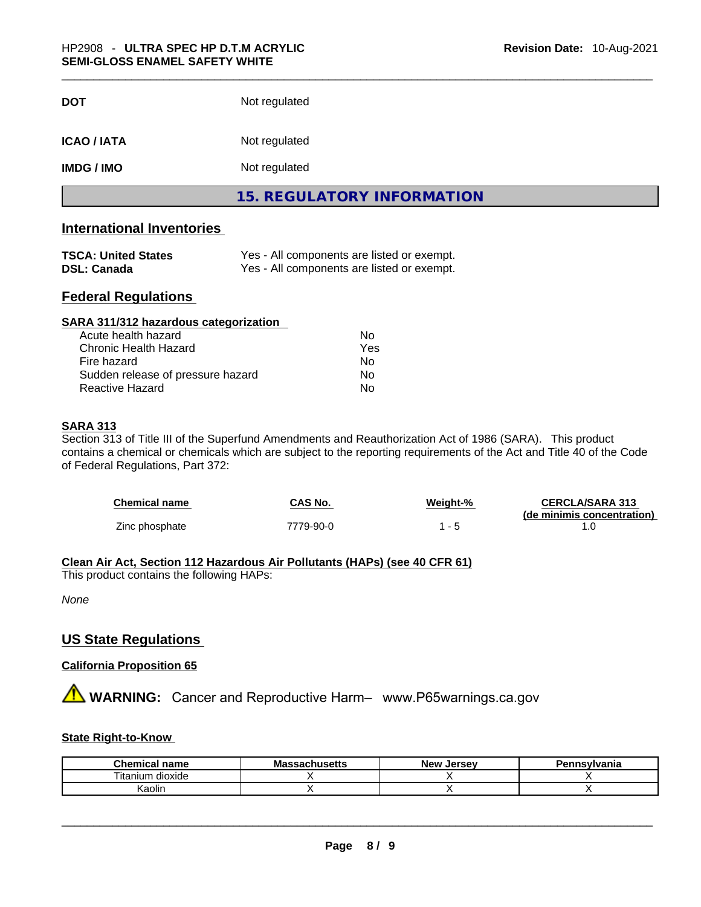| | |
|---|---|
| **DOT** | Not regulated |
| **ICAO / IATA** | Not regulated |
| **IMDG / IMO** | Not regulated |

## 15. REGULATORY INFORMATION

### International Inventories

| | |
|---|---|
| **TSCA: United States** | Yes - All components are listed or exempt. |
| **DSL: Canada** | Yes - All components are listed or exempt. |

### Federal Regulations

**SARA 311/312 hazardous categorization**

| | |
|---|---|
| Acute health hazard | No |
| Chronic Health Hazard | Yes |
| Fire hazard | No |
| Sudden release of pressure hazard | No |
| Reactive Hazard | No |

**SARA 313**

Section 313 of Title III of the Superfund Amendments and Reauthorization Act of 1986 (SARA). This product contains a chemical or chemicals which are subject to the reporting requirements of the Act and Title 40 of the Code of Federal Regulations, Part 372:

| Chemical name | CAS No. | Weight-% | CERCLA/SARA 313 (de minimis concentration) |
|---|---|---|---|
| Zinc phosphate | 7779-90-0 | 1 - 5 | 1.0 |

**Clean Air Act, Section 112 Hazardous Air Pollutants (HAPs) (see 40 CFR 61)**

This product contains the following HAPs:

*None*

### US State Regulations

**California Proposition 65**

⚠ **WARNING:** Cancer and Reproductive Harm– www.P65warnings.ca.gov

**State Right-to-Know**

| Chemical name | Massachusetts | New Jersey | Pennsylvania |
|---|---|---|---|
| Titanium dioxide | X | X | X |
| Kaolin | X | X | X |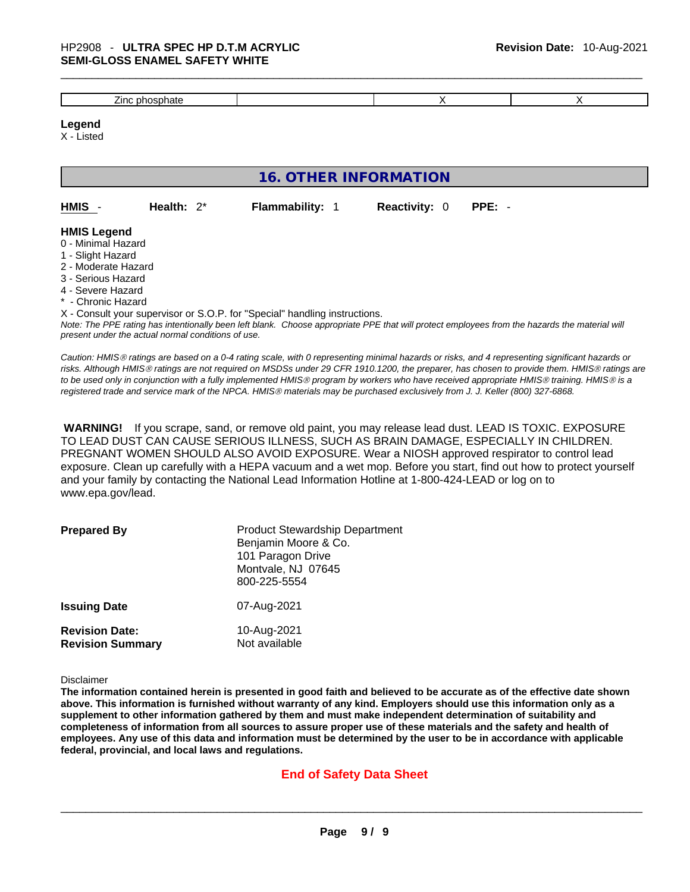| | | | |
|---|---|---|---|
| Zinc phosphate | | X | X |

**Legend**
X - Listed

## 16. OTHER INFORMATION

**HMIS** - **Health:** 2* **Flammability:** 1 **Reactivity:** 0 **PPE:** -

**HMIS Legend**
0 - Minimal Hazard
1 - Slight Hazard
2 - Moderate Hazard
3 - Serious Hazard
4 - Severe Hazard
* - Chronic Hazard
X - Consult your supervisor or S.O.P. for "Special" handling instructions.

*Note: The PPE rating has intentionally been left blank. Choose appropriate PPE that will protect employees from the hazards the material will present under the actual normal conditions of use.*

*Caution: HMIS® ratings are based on a 0-4 rating scale, with 0 representing minimal hazards or risks, and 4 representing significant hazards or risks. Although HMIS® ratings are not required on MSDSs under 29 CFR 1910.1200, the preparer, has chosen to provide them. HMIS® ratings are to be used only in conjunction with a fully implemented HMIS® program by workers who have received appropriate HMIS® training. HMIS® is a registered trade and service mark of the NPCA. HMIS® materials may be purchased exclusively from J. J. Keller (800) 327-6868.*

**WARNING!** If you scrape, sand, or remove old paint, you may release lead dust. LEAD IS TOXIC. EXPOSURE TO LEAD DUST CAN CAUSE SERIOUS ILLNESS, SUCH AS BRAIN DAMAGE, ESPECIALLY IN CHILDREN. PREGNANT WOMEN SHOULD ALSO AVOID EXPOSURE. Wear a NIOSH approved respirator to control lead exposure. Clean up carefully with a HEPA vacuum and a wet mop. Before you start, find out how to protect yourself and your family by contacting the National Lead Information Hotline at 1-800-424-LEAD or log on to www.epa.gov/lead.

**Prepared By**
Product Stewardship Department
Benjamin Moore & Co.
101 Paragon Drive
Montvale, NJ 07645
800-225-5554

**Issuing Date** 07-Aug-2021

**Revision Date:** 10-Aug-2021
**Revision Summary** Not available

Disclaimer

**The information contained herein is presented in good faith and believed to be accurate as of the effective date shown above. This information is furnished without warranty of any kind. Employers should use this information only as a supplement to other information gathered by them and must make independent determination of suitability and completeness of information from all sources to assure proper use of these materials and the safety and health of employees. Any use of this data and information must be determined by the user to be in accordance with applicable federal, provincial, and local laws and regulations.**

**End of Safety Data Sheet**